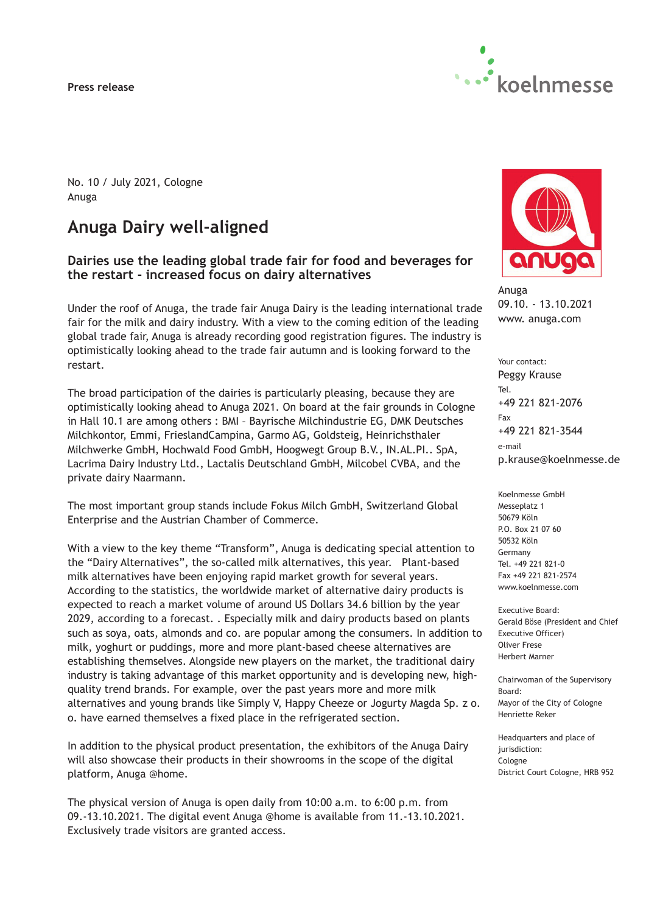Press release

No. 10 / July 2021, Cologne
Anuga

# Anuga Dairy well-aligned

## Dairies use the leading global trade fair for food and beverages for the restart - increased focus on dairy alternatives

Under the roof of Anuga, the trade fair Anuga Dairy is the leading international trade fair for the milk and dairy industry. With a view to the coming edition of the leading global trade fair, Anuga is already recording good registration figures. The industry is optimistically looking ahead to the trade fair autumn and is looking forward to the restart.

The broad participation of the dairies is particularly pleasing, because they are optimistically looking ahead to Anuga 2021. On board at the fair grounds in Cologne in Hall 10.1 are among others : BMI – Bayrische Milchindustrie EG, DMK Deutsches Milchkontor, Emmi, FrieslandCampina, Garmo AG, Goldsteig, Heinrichsthaler Milchwerke GmbH, Hochwald Food GmbH, Hoogwegt Group B.V., IN.AL.PI.. SpA, Lacrima Dairy Industry Ltd., Lactalis Deutschland GmbH, Milcobel CVBA, and the private dairy Naarmann.

The most important group stands include Fokus Milch GmbH, Switzerland Global Enterprise and the Austrian Chamber of Commerce.

With a view to the key theme “Transform”, Anuga is dedicating special attention to the “Dairy Alternatives”, the so-called milk alternatives, this year. Plant-based milk alternatives have been enjoying rapid market growth for several years. According to the statistics, the worldwide market of alternative dairy products is expected to reach a market volume of around US Dollars 34.6 billion by the year 2029, according to a forecast. . Especially milk and dairy products based on plants such as soya, oats, almonds and co. are popular among the consumers. In addition to milk, yoghurt or puddings, more and more plant-based cheese alternatives are establishing themselves. Alongside new players on the market, the traditional dairy industry is taking advantage of this market opportunity and is developing new, high-quality trend brands. For example, over the past years more and more milk alternatives and young brands like Simply V, Happy Cheeze or Jogurty Magda Sp. z o. o. have earned themselves a fixed place in the refrigerated section.

In addition to the physical product presentation, the exhibitors of the Anuga Dairy will also showcase their products in their showrooms in the scope of the digital platform, Anuga @home.

The physical version of Anuga is open daily from 10:00 a.m. to 6:00 p.m. from 09.-13.10.2021. The digital event Anuga @home is available from 11.-13.10.2021. Exclusively trade visitors are granted access.

Anuga
09.10. - 13.10.2021
www. anuga.com

Your contact:
Peggy Krause
Tel.
+49 221 821-2076
Fax
+49 221 821-3544
e-mail
p.krause@koelnmesse.de

Koelnmesse GmbH
Messeplatz 1
50679 Köln
P.O. Box 21 07 60
50532 Köln
Germany
Tel. +49 221 821-0
Fax +49 221 821-2574
www.koelnmesse.com

Executive Board:
Gerald Böse (President and Chief Executive Officer)
Oliver Frese
Herbert Marner

Chairwoman of the Supervisory Board:
Mayor of the City of Cologne
Henriette Reker

Headquarters and place of jurisdiction:
Cologne
District Court Cologne, HRB 952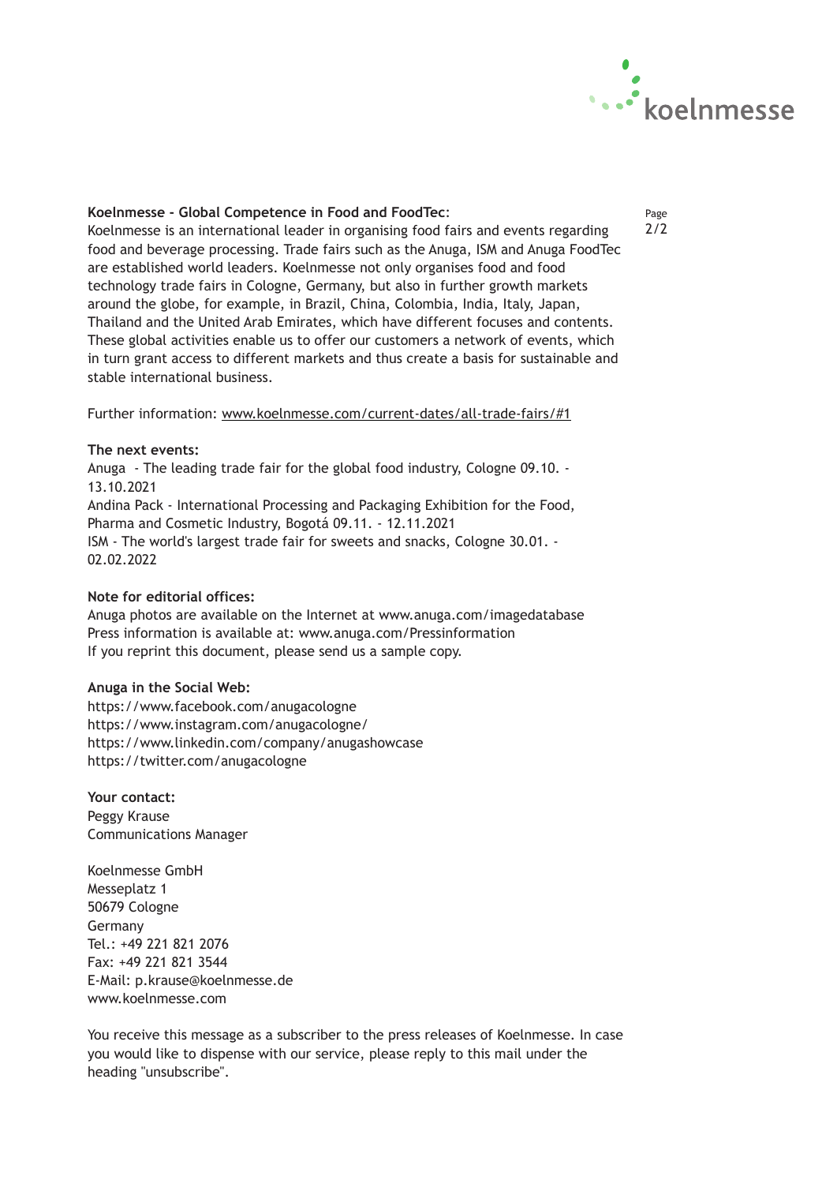**Koelnmesse - Global Competence in Food and FoodTec**:
Koelnmesse is an international leader in organising food fairs and events regarding food and beverage processing. Trade fairs such as the Anuga, ISM and Anuga FoodTec are established world leaders. Koelnmesse not only organises food and food technology trade fairs in Cologne, Germany, but also in further growth markets around the globe, for example, in Brazil, China, Colombia, India, Italy, Japan, Thailand and the United Arab Emirates, which have different focuses and contents. These global activities enable us to offer our customers a network of events, which in turn grant access to different markets and thus create a basis for sustainable and stable international business.

Further information: www.koelnmesse.com/current-dates/all-trade-fairs/#1

**The next events:**
Anuga - The leading trade fair for the global food industry, Cologne 09.10. - 13.10.2021
Andina Pack - International Processing and Packaging Exhibition for the Food, Pharma and Cosmetic Industry, Bogotá 09.11. - 12.11.2021
ISM - The world's largest trade fair for sweets and snacks, Cologne 30.01. - 02.02.2022

**Note for editorial offices:**
Anuga photos are available on the Internet at www.anuga.com/imagedatabase
Press information is available at: www.anuga.com/Pressinformation
If you reprint this document, please send us a sample copy.

**Anuga in the Social Web:**
https://www.facebook.com/anugacologne
https://www.instagram.com/anugacologne/
https://www.linkedin.com/company/anugashowcase
https://twitter.com/anugacologne

**Your contact:**
Peggy Krause
Communications Manager

Koelnmesse GmbH
Messeplatz 1
50679 Cologne
Germany
Tel.: +49 221 821 2076
Fax: +49 221 821 3544
E-Mail: p.krause@koelnmesse.de
www.koelnmesse.com

You receive this message as a subscriber to the press releases of Koelnmesse. In case you would like to dispense with our service, please reply to this mail under the heading "unsubscribe".